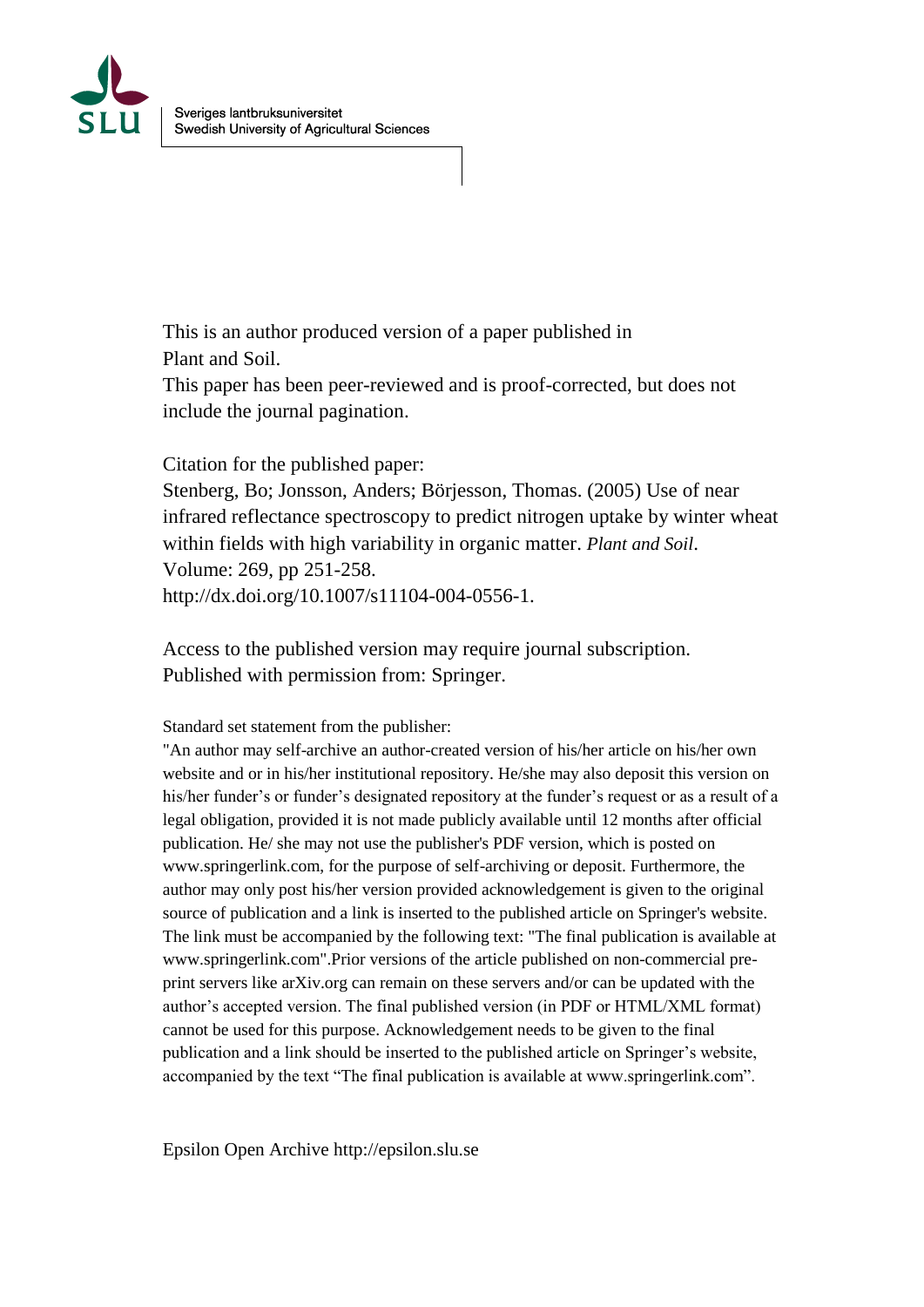Sveriges lantbruksuniversitet
Swedish University of Agricultural Sciences

This is an author produced version of a paper published in
Plant and Soil.
This paper has been peer-reviewed and is proof-corrected, but does not include the journal pagination.

Citation for the published paper:
Stenberg, Bo; Jonsson, Anders; Börjesson, Thomas. (2005) Use of near infrared reflectance spectroscopy to predict nitrogen uptake by winter wheat within fields with high variability in organic matter. *Plant and Soil*.
Volume: 269, pp 251-258.
http://dx.doi.org/10.1007/s11104-004-0556-1.

Access to the published version may require journal subscription.
Published with permission from: Springer.

Standard set statement from the publisher:
"An author may self-archive an author-created version of his/her article on his/her own website and or in his/her institutional repository. He/she may also deposit this version on his/her funder's or funder's designated repository at the funder's request or as a result of a legal obligation, provided it is not made publicly available until 12 months after official publication. He/ she may not use the publisher's PDF version, which is posted on www.springerlink.com, for the purpose of self-archiving or deposit. Furthermore, the author may only post his/her version provided acknowledgement is given to the original source of publication and a link is inserted to the published article on Springer's website. The link must be accompanied by the following text: "The final publication is available at www.springerlink.com".Prior versions of the article published on non-commercial pre-print servers like arXiv.org can remain on these servers and/or can be updated with the author's accepted version. The final published version (in PDF or HTML/XML format) cannot be used for this purpose. Acknowledgement needs to be given to the final publication and a link should be inserted to the published article on Springer's website, accompanied by the text "The final publication is available at www.springerlink.com".

Epsilon Open Archive http://epsilon.slu.se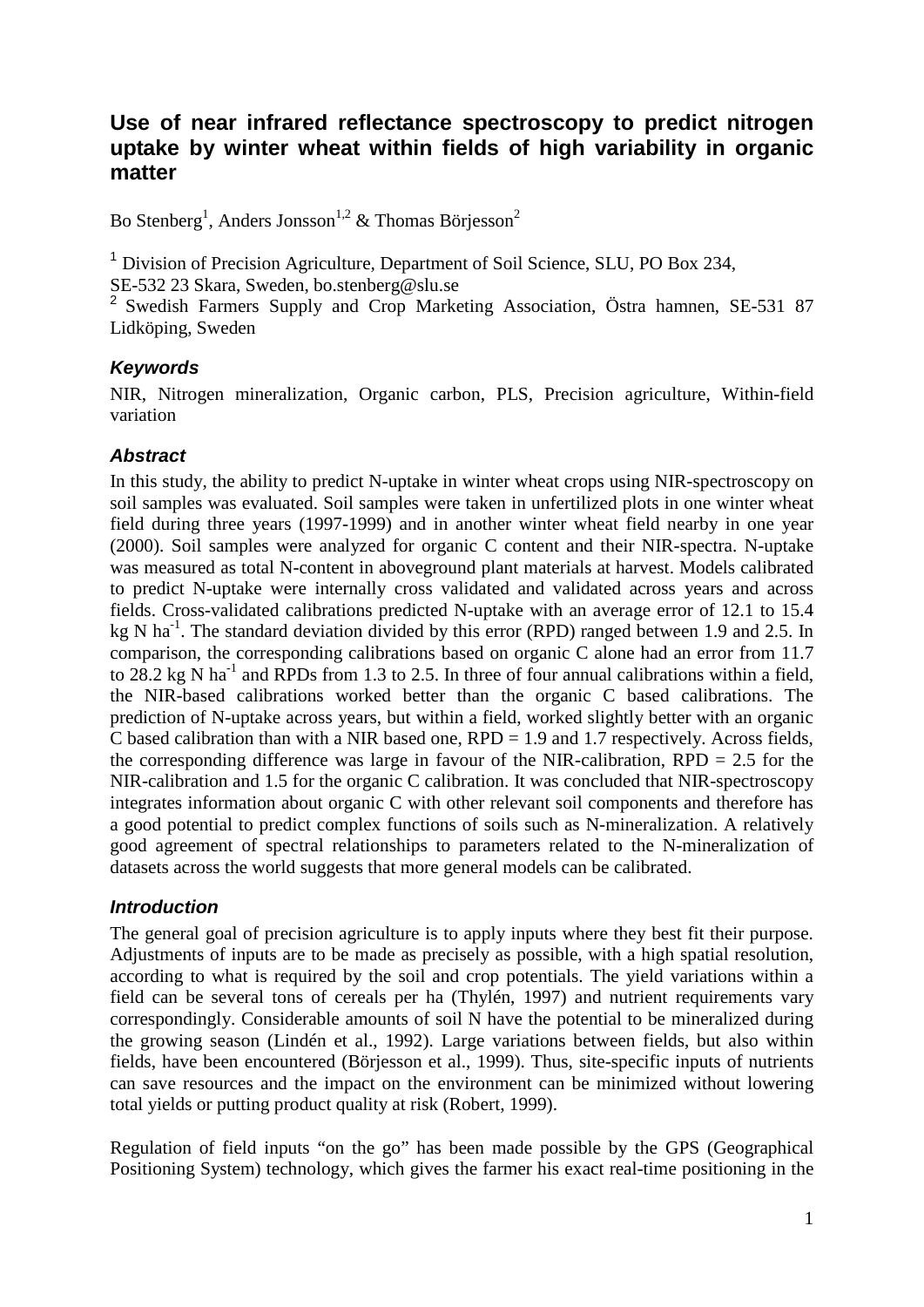# Use of near infrared reflectance spectroscopy to predict nitrogen uptake by winter wheat within fields of high variability in organic matter

Bo Stenberg[1], Anders Jonsson[1,2] & Thomas Börjesson[2]

[1] Division of Precision Agriculture, Department of Soil Science, SLU, PO Box 234, SE-532 23 Skara, Sweden, bo.stenberg@slu.se

[2] Swedish Farmers Supply and Crop Marketing Association, Östra hamnen, SE-531 87 Lidköping, Sweden

### Keywords

NIR, Nitrogen mineralization, Organic carbon, PLS, Precision agriculture, Within-field variation

### Abstract

In this study, the ability to predict N-uptake in winter wheat crops using NIR-spectroscopy on soil samples was evaluated. Soil samples were taken in unfertilized plots in one winter wheat field during three years (1997-1999) and in another winter wheat field nearby in one year (2000). Soil samples were analyzed for organic C content and their NIR-spectra. N-uptake was measured as total N-content in aboveground plant materials at harvest. Models calibrated to predict N-uptake were internally cross validated and validated across years and across fields. Cross-validated calibrations predicted N-uptake with an average error of 12.1 to 15.4 kg N ha$^{-1}$. The standard deviation divided by this error (RPD) ranged between 1.9 and 2.5. In comparison, the corresponding calibrations based on organic C alone had an error from 11.7 to 28.2 kg N ha$^{-1}$ and RPDs from 1.3 to 2.5. In three of four annual calibrations within a field, the NIR-based calibrations worked better than the organic C based calibrations. The prediction of N-uptake across years, but within a field, worked slightly better with an organic C based calibration than with a NIR based one, RPD = 1.9 and 1.7 respectively. Across fields, the corresponding difference was large in favour of the NIR-calibration, RPD = 2.5 for the NIR-calibration and 1.5 for the organic C calibration. It was concluded that NIR-spectroscopy integrates information about organic C with other relevant soil components and therefore has a good potential to predict complex functions of soils such as N-mineralization. A relatively good agreement of spectral relationships to parameters related to the N-mineralization of datasets across the world suggests that more general models can be calibrated.

### Introduction

The general goal of precision agriculture is to apply inputs where they best fit their purpose. Adjustments of inputs are to be made as precisely as possible, with a high spatial resolution, according to what is required by the soil and crop potentials. The yield variations within a field can be several tons of cereals per ha (Thylén, 1997) and nutrient requirements vary correspondingly. Considerable amounts of soil N have the potential to be mineralized during the growing season (Lindén et al., 1992). Large variations between fields, but also within fields, have been encountered (Börjesson et al., 1999). Thus, site-specific inputs of nutrients can save resources and the impact on the environment can be minimized without lowering total yields or putting product quality at risk (Robert, 1999).

Regulation of field inputs "on the go" has been made possible by the GPS (Geographical Positioning System) technology, which gives the farmer his exact real-time positioning in the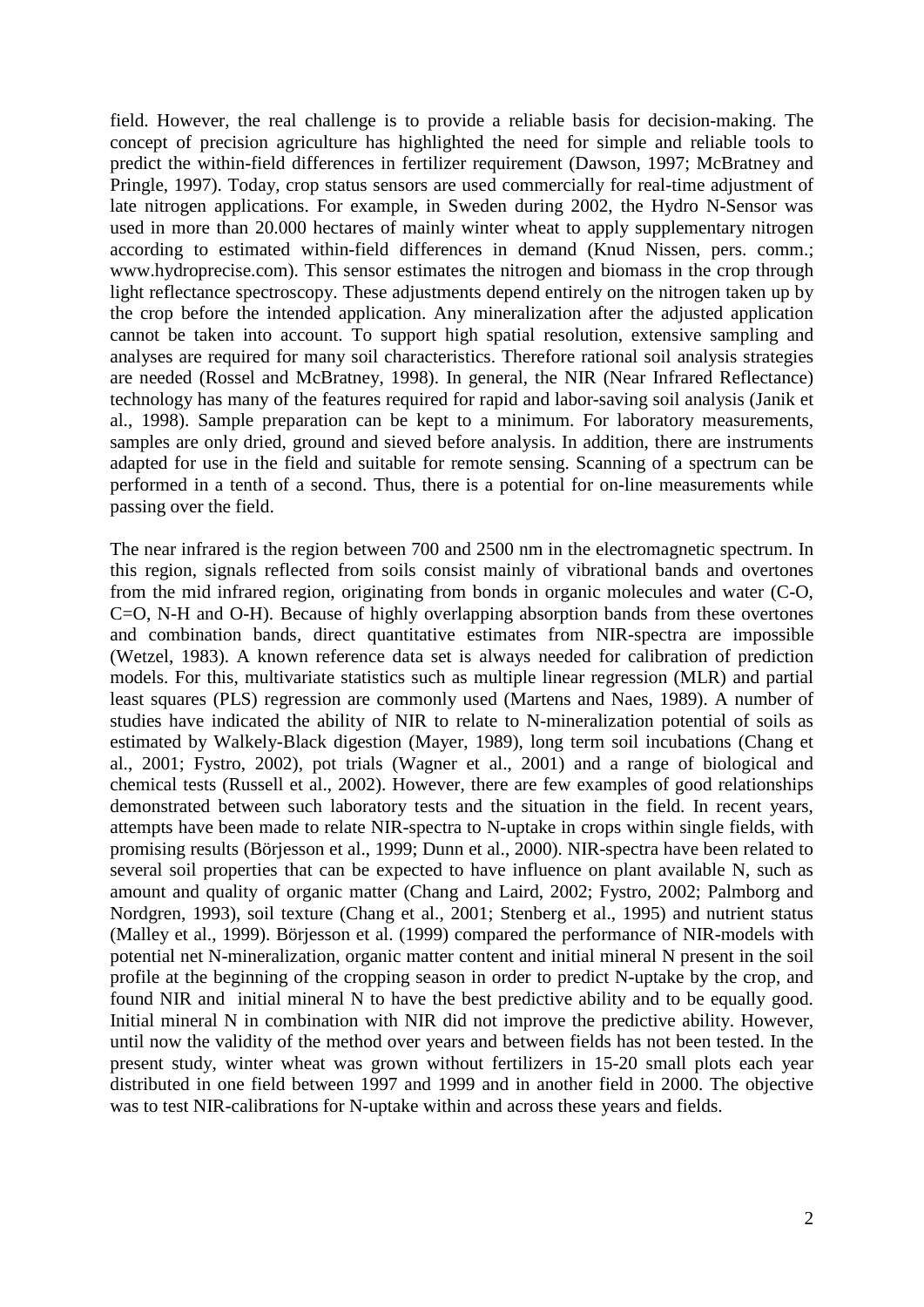field. However, the real challenge is to provide a reliable basis for decision-making. The concept of precision agriculture has highlighted the need for simple and reliable tools to predict the within-field differences in fertilizer requirement (Dawson, 1997; McBratney and Pringle, 1997). Today, crop status sensors are used commercially for real-time adjustment of late nitrogen applications. For example, in Sweden during 2002, the Hydro N-Sensor was used in more than 20.000 hectares of mainly winter wheat to apply supplementary nitrogen according to estimated within-field differences in demand (Knud Nissen, pers. comm.; www.hydroprecise.com). This sensor estimates the nitrogen and biomass in the crop through light reflectance spectroscopy. These adjustments depend entirely on the nitrogen taken up by the crop before the intended application. Any mineralization after the adjusted application cannot be taken into account. To support high spatial resolution, extensive sampling and analyses are required for many soil characteristics. Therefore rational soil analysis strategies are needed (Rossel and McBratney, 1998). In general, the NIR (Near Infrared Reflectance) technology has many of the features required for rapid and labor-saving soil analysis (Janik et al., 1998). Sample preparation can be kept to a minimum. For laboratory measurements, samples are only dried, ground and sieved before analysis. In addition, there are instruments adapted for use in the field and suitable for remote sensing. Scanning of a spectrum can be performed in a tenth of a second. Thus, there is a potential for on-line measurements while passing over the field.

The near infrared is the region between 700 and 2500 nm in the electromagnetic spectrum. In this region, signals reflected from soils consist mainly of vibrational bands and overtones from the mid infrared region, originating from bonds in organic molecules and water (C-O, C=O, N-H and O-H). Because of highly overlapping absorption bands from these overtones and combination bands, direct quantitative estimates from NIR-spectra are impossible (Wetzel, 1983). A known reference data set is always needed for calibration of prediction models. For this, multivariate statistics such as multiple linear regression (MLR) and partial least squares (PLS) regression are commonly used (Martens and Naes, 1989). A number of studies have indicated the ability of NIR to relate to N-mineralization potential of soils as estimated by Walkely-Black digestion (Mayer, 1989), long term soil incubations (Chang et al., 2001; Fystro, 2002), pot trials (Wagner et al., 2001) and a range of biological and chemical tests (Russell et al., 2002). However, there are few examples of good relationships demonstrated between such laboratory tests and the situation in the field. In recent years, attempts have been made to relate NIR-spectra to N-uptake in crops within single fields, with promising results (Börjesson et al., 1999; Dunn et al., 2000). NIR-spectra have been related to several soil properties that can be expected to have influence on plant available N, such as amount and quality of organic matter (Chang and Laird, 2002; Fystro, 2002; Palmborg and Nordgren, 1993), soil texture (Chang et al., 2001; Stenberg et al., 1995) and nutrient status (Malley et al., 1999). Börjesson et al. (1999) compared the performance of NIR-models with potential net N-mineralization, organic matter content and initial mineral N present in the soil profile at the beginning of the cropping season in order to predict N-uptake by the crop, and found NIR and initial mineral N to have the best predictive ability and to be equally good. Initial mineral N in combination with NIR did not improve the predictive ability. However, until now the validity of the method over years and between fields has not been tested. In the present study, winter wheat was grown without fertilizers in 15-20 small plots each year distributed in one field between 1997 and 1999 and in another field in 2000. The objective was to test NIR-calibrations for N-uptake within and across these years and fields.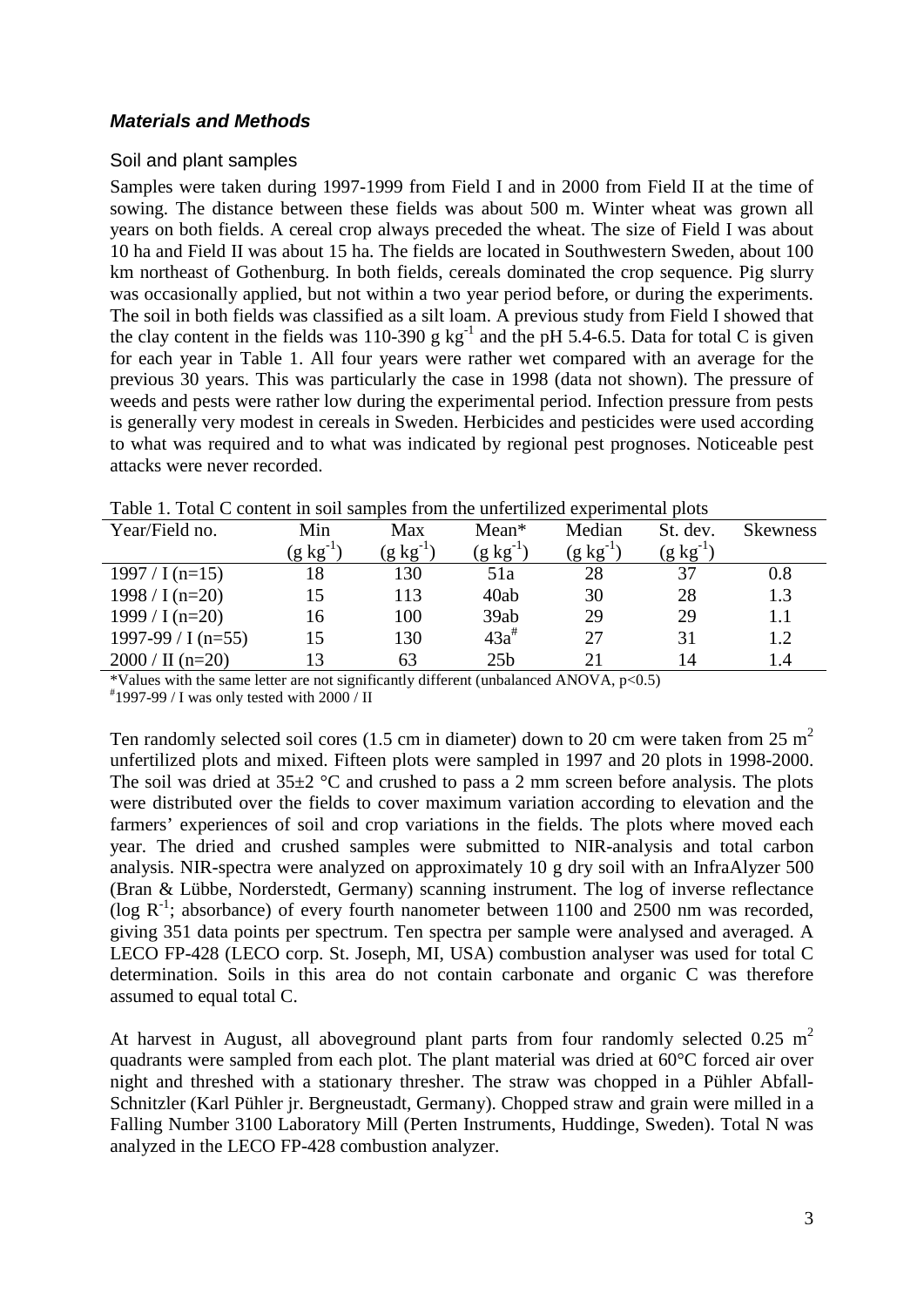## *Materials and Methods*

### Soil and plant samples

Samples were taken during 1997-1999 from Field I and in 2000 from Field II at the time of sowing. The distance between these fields was about 500 m. Winter wheat was grown all years on both fields. A cereal crop always preceded the wheat. The size of Field I was about 10 ha and Field II was about 15 ha. The fields are located in Southwestern Sweden, about 100 km northeast of Gothenburg. In both fields, cereals dominated the crop sequence. Pig slurry was occasionally applied, but not within a two year period before, or during the experiments. The soil in both fields was classified as a silt loam. A previous study from Field I showed that the clay content in the fields was 110-390 g $kg^{-1}$ and the pH 5.4-6.5. Data for total C is given for each year in Table 1. All four years were rather wet compared with an average for the previous 30 years. This was particularly the case in 1998 (data not shown). The pressure of weeds and pests were rather low during the experimental period. Infection pressure from pests is generally very modest in cereals in Sweden. Herbicides and pesticides were used according to what was required and to what was indicated by regional pest prognoses. Noticeable pest attacks were never recorded.

Table 1. Total C content in soil samples from the unfertilized experimental plots

| Year/Field no. | Min (g $kg^{-1}$) | Max (g $kg^{-1}$) | Mean* (g $kg^{-1}$) | Median (g $kg^{-1}$) | St. dev. (g $kg^{-1}$) | Skewness |
|---|---|---|---|---|---|---|
| 1997 / I (n=15) | 18 | 130 | 51a | 28 | 37 | 0.8 |
| 1998 / I (n=20) | 15 | 113 | 40ab | 30 | 28 | 1.3 |
| 1999 / I (n=20) | 16 | 100 | 39ab | 29 | 29 | 1.1 |
| 1997-99 / I (n=55) | 15 | 130 | 43a# | 27 | 31 | 1.2 |
| 2000 / II (n=20) | 13 | 63 | 25b | 21 | 14 | 1.4 |

*Values with the same letter are not significantly different (unbalanced ANOVA, $p<0.5$)
#1997-99 / I was only tested with 2000 / II

Ten randomly selected soil cores (1.5 cm in diameter) down to 20 cm were taken from 25 $m^2$ unfertilized plots and mixed. Fifteen plots were sampled in 1997 and 20 plots in 1998-2000. The soil was dried at 35±2 °C and crushed to pass a 2 mm screen before analysis. The plots were distributed over the fields to cover maximum variation according to elevation and the farmers' experiences of soil and crop variations in the fields. The plots where moved each year. The dried and crushed samples were submitted to NIR-analysis and total carbon analysis. NIR-spectra were analyzed on approximately 10 g dry soil with an InfraAlyzer 500 (Bran & Lübbe, Norderstedt, Germany) scanning instrument. The log of inverse reflectance (log $R^{-1}$; absorbance) of every fourth nanometer between 1100 and 2500 nm was recorded, giving 351 data points per spectrum. Ten spectra per sample were analysed and averaged. A LECO FP-428 (LECO corp. St. Joseph, MI, USA) combustion analyser was used for total C determination. Soils in this area do not contain carbonate and organic C was therefore assumed to equal total C.

At harvest in August, all aboveground plant parts from four randomly selected 0.25 $m^2$ quadrants were sampled from each plot. The plant material was dried at 60°C forced air over night and threshed with a stationary thresher. The straw was chopped in a Pühler Abfall-Schnitzler (Karl Pühler jr. Bergneustadt, Germany). Chopped straw and grain were milled in a Falling Number 3100 Laboratory Mill (Perten Instruments, Huddinge, Sweden). Total N was analyzed in the LECO FP-428 combustion analyzer.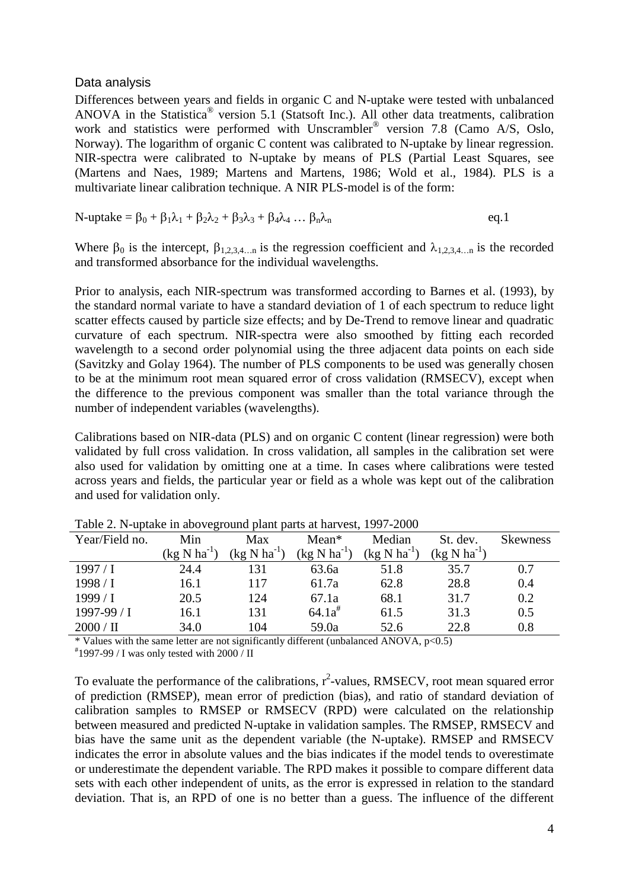## Data analysis

Differences between years and fields in organic C and N-uptake were tested with unbalanced ANOVA in the Statistica® version 5.1 (Statsoft Inc.). All other data treatments, calibration work and statistics were performed with Unscrambler® version 7.8 (Camo A/S, Oslo, Norway). The logarithm of organic C content was calibrated to N-uptake by linear regression. NIR-spectra were calibrated to N-uptake by means of PLS (Partial Least Squares, see (Martens and Naes, 1989; Martens and Martens, 1986; Wold et al., 1984). PLS is a multivariate linear calibration technique. A NIR PLS-model is of the form:

$$\text{N-uptake} = \beta_0 + \beta_1\lambda_1 + \beta_2\lambda_2 + \beta_3\lambda_3 + \beta_4\lambda_4 \ldots \beta_n\lambda_n \qquad \text{eq.1}$$

Where $\beta_0$ is the intercept, $\beta_{1,2,3,4\ldots n}$ is the regression coefficient and $\lambda_{1,2,3,4\ldots n}$ is the recorded and transformed absorbance for the individual wavelengths.

Prior to analysis, each NIR-spectrum was transformed according to Barnes et al. (1993), by the standard normal variate to have a standard deviation of 1 of each spectrum to reduce light scatter effects caused by particle size effects; and by De-Trend to remove linear and quadratic curvature of each spectrum. NIR-spectra were also smoothed by fitting each recorded wavelength to a second order polynomial using the three adjacent data points on each side (Savitzky and Golay 1964). The number of PLS components to be used was generally chosen to be at the minimum root mean squared error of cross validation (RMSECV), except when the difference to the previous component was smaller than the total variance through the number of independent variables (wavelengths).

Calibrations based on NIR-data (PLS) and on organic C content (linear regression) were both validated by full cross validation. In cross validation, all samples in the calibration set were also used for validation by omitting one at a time. In cases where calibrations were tested across years and fields, the particular year or field as a whole was kept out of the calibration and used for validation only.

Table 2. N-uptake in aboveground plant parts at harvest, 1997-2000

| Year/Field no. | Min (kg N ha$^{-1}$) | Max (kg N ha$^{-1}$) | Mean* (kg N ha$^{-1}$) | Median (kg N ha$^{-1}$) | St. dev. (kg N ha$^{-1}$) | Skewness |
|---|---|---|---|---|---|---|
| 1997 / I | 24.4 | 131 | 63.6a | 51.8 | 35.7 | 0.7 |
| 1998 / I | 16.1 | 117 | 61.7a | 62.8 | 28.8 | 0.4 |
| 1999 / I | 20.5 | 124 | 67.1a | 68.1 | 31.7 | 0.2 |
| 1997-99 / I | 16.1 | 131 | 64.1a# | 61.5 | 31.3 | 0.5 |
| 2000 / II | 34.0 | 104 | 59.0a | 52.6 | 22.8 | 0.8 |

\* Values with the same letter are not significantly different (unbalanced ANOVA, $p<0.5$)

\# 1997-99 / I was only tested with 2000 / II

To evaluate the performance of the calibrations, $r^2$-values, RMSECV, root mean squared error of prediction (RMSEP), mean error of prediction (bias), and ratio of standard deviation of calibration samples to RMSEP or RMSECV (RPD) were calculated on the relationship between measured and predicted N-uptake in validation samples. The RMSEP, RMSECV and bias have the same unit as the dependent variable (the N-uptake). RMSEP and RMSECV indicates the error in absolute values and the bias indicates if the model tends to overestimate or underestimate the dependent variable. The RPD makes it possible to compare different data sets with each other independent of units, as the error is expressed in relation to the standard deviation. That is, an RPD of one is no better than a guess. The influence of the different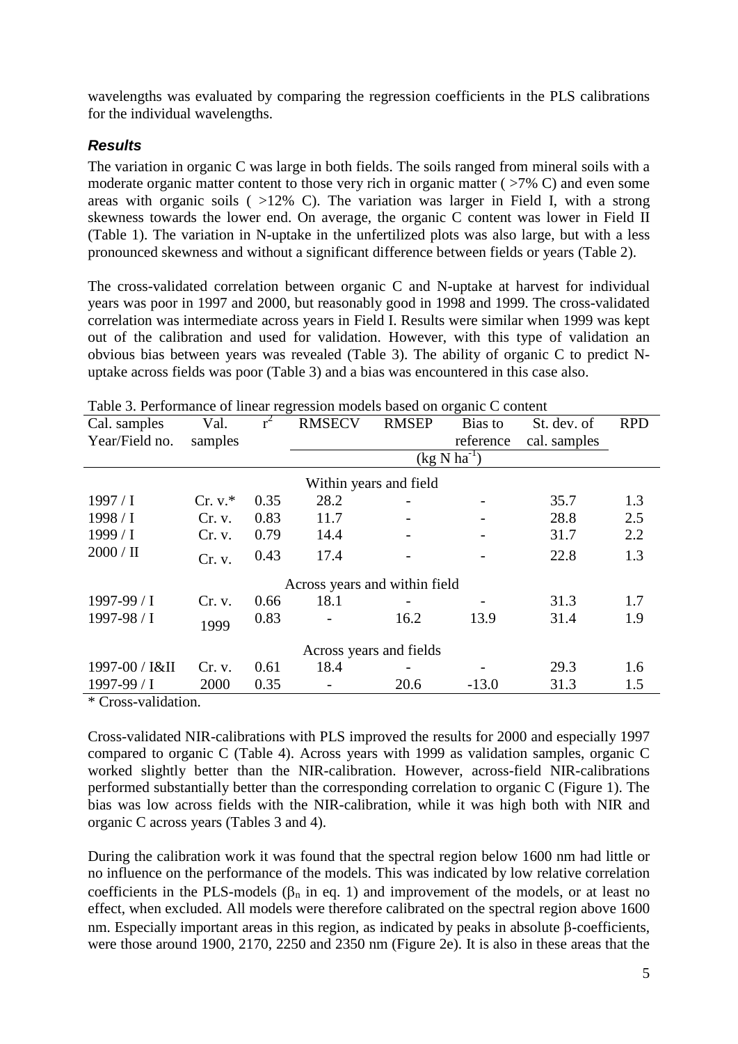wavelengths was evaluated by comparing the regression coefficients in the PLS calibrations for the individual wavelengths.

### *Results*

The variation in organic C was large in both fields. The soils ranged from mineral soils with a moderate organic matter content to those very rich in organic matter ( >7% C) and even some areas with organic soils ( >12% C). The variation was larger in Field I, with a strong skewness towards the lower end. On average, the organic C content was lower in Field II (Table 1). The variation in N-uptake in the unfertilized plots was also large, but with a less pronounced skewness and without a significant difference between fields or years (Table 2).

The cross-validated correlation between organic C and N-uptake at harvest for individual years was poor in 1997 and 2000, but reasonably good in 1998 and 1999. The cross-validated correlation was intermediate across years in Field I. Results were similar when 1999 was kept out of the calibration and used for validation. However, with this type of validation an obvious bias between years was revealed (Table 3). The ability of organic C to predict N-uptake across fields was poor (Table 3) and a bias was encountered in this case also.

Table 3. Performance of linear regression models based on organic C content

| Cal. samples Year/Field no. | Val. samples | $r^2$ | RMSECV | RMSEP | Bias to reference | St. dev. of cal. samples | RPD |
|---|---|---|---|---|---|---|---|
| | | | (kg N ha$^{-1}$) | | | | |
| | | | Within years and field | | | | |
| 1997 / I | Cr. v.* | 0.35 | 28.2 | - | - | 35.7 | 1.3 |
| 1998 / I | Cr. v. | 0.83 | 11.7 | - | - | 28.8 | 2.5 |
| 1999 / I | Cr. v. | 0.79 | 14.4 | - | - | 31.7 | 2.2 |
| 2000 / II | Cr. v. | 0.43 | 17.4 | - | - | 22.8 | 1.3 |
| | | | Across years and within field | | | | |
| 1997-99 / I | Cr. v. | 0.66 | 18.1 | - | - | 31.3 | 1.7 |
| 1997-98 / I | 1999 | 0.83 | - | 16.2 | 13.9 | 31.4 | 1.9 |
| | | | Across years and fields | | | | |
| 1997-00 / I&II | Cr. v. | 0.61 | 18.4 | - | - | 29.3 | 1.6 |
| 1997-99 / I | 2000 | 0.35 | - | 20.6 | -13.0 | 31.3 | 1.5 |

* Cross-validation.

Cross-validated NIR-calibrations with PLS improved the results for 2000 and especially 1997 compared to organic C (Table 4). Across years with 1999 as validation samples, organic C worked slightly better than the NIR-calibration. However, across-field NIR-calibrations performed substantially better than the corresponding correlation to organic C (Figure 1). The bias was low across fields with the NIR-calibration, while it was high both with NIR and organic C across years (Tables 3 and 4).

During the calibration work it was found that the spectral region below 1600 nm had little or no influence on the performance of the models. This was indicated by low relative correlation coefficients in the PLS-models ($\beta_n$ in eq. 1) and improvement of the models, or at least no effect, when excluded. All models were therefore calibrated on the spectral region above 1600 nm. Especially important areas in this region, as indicated by peaks in absolute $\beta$-coefficients, were those around 1900, 2170, 2250 and 2350 nm (Figure 2e). It is also in these areas that the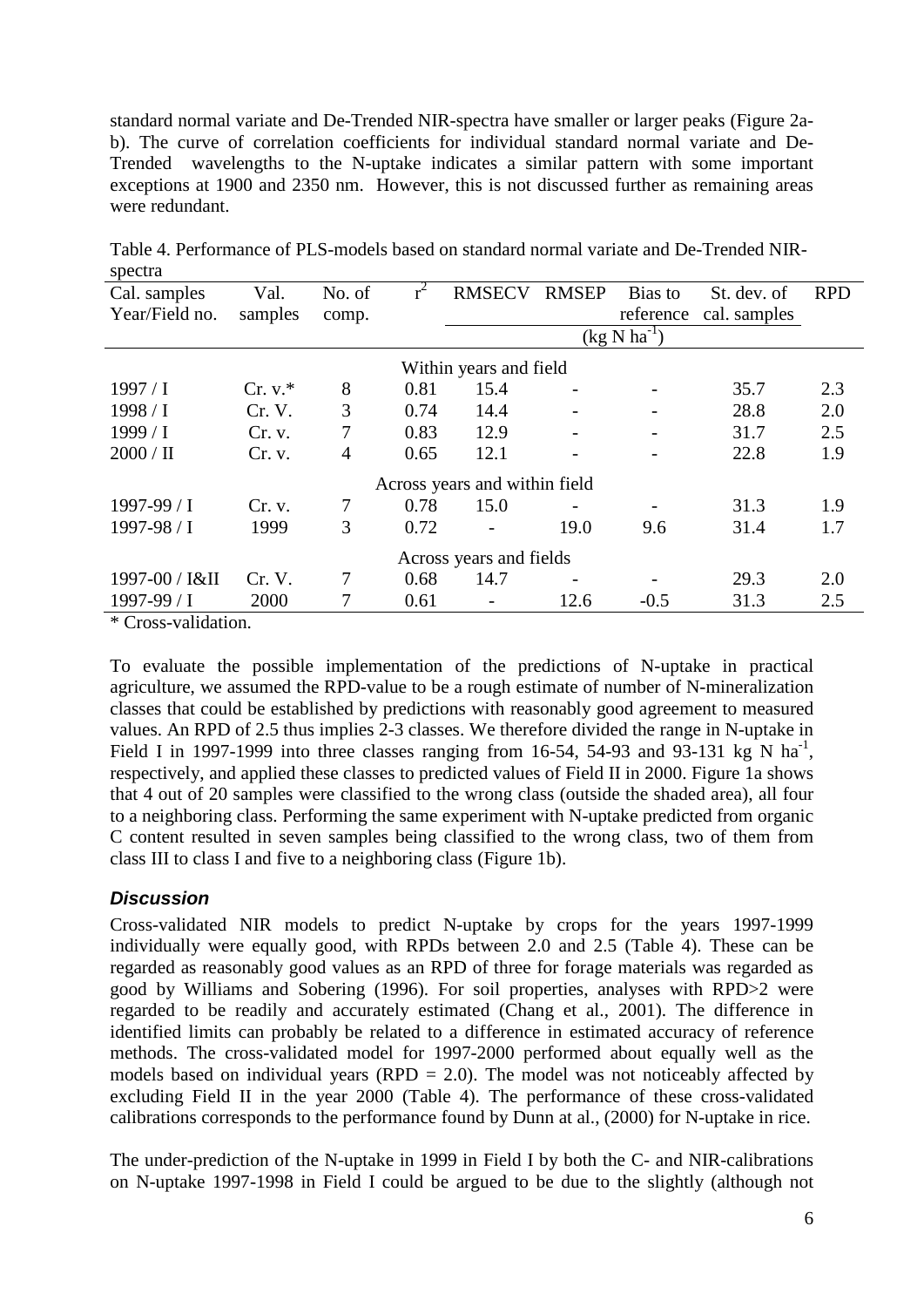standard normal variate and De-Trended NIR-spectra have smaller or larger peaks (Figure 2a-b). The curve of correlation coefficients for individual standard normal variate and De-Trended wavelengths to the N-uptake indicates a similar pattern with some important exceptions at 1900 and 2350 nm. However, this is not discussed further as remaining areas were redundant.

Table 4. Performance of PLS-models based on standard normal variate and De-Trended NIR-spectra

| Cal. samples Year/Field no. | Val. samples | No. of comp. | $r^2$ | RMSECV | RMSEP | Bias to reference | St. dev. of cal. samples | RPD |
|---|---|---|---|---|---|---|---|---|
| | | | | (kg N $ha^{-1}$) | | | | |
| Within years and field | | | | | | | | |
| 1997 / I | Cr. v.* | 8 | 0.81 | 15.4 | - | - | 35.7 | 2.3 |
| 1998 / I | Cr. V. | 3 | 0.74 | 14.4 | - | - | 28.8 | 2.0 |
| 1999 / I | Cr. v. | 7 | 0.83 | 12.9 | - | - | 31.7 | 2.5 |
| 2000 / II | Cr. v. | 4 | 0.65 | 12.1 | - | - | 22.8 | 1.9 |
| Across years and within field | | | | | | | | |
| 1997-99 / I | Cr. v. | 7 | 0.78 | 15.0 | - | - | 31.3 | 1.9 |
| 1997-98 / I | 1999 | 3 | 0.72 | - | 19.0 | 9.6 | 31.4 | 1.7 |
| Across years and fields | | | | | | | | |
| 1997-00 / I&II | Cr. V. | 7 | 0.68 | 14.7 | - | - | 29.3 | 2.0 |
| 1997-99 / I | 2000 | 7 | 0.61 | - | 12.6 | -0.5 | 31.3 | 2.5 |

* Cross-validation.

To evaluate the possible implementation of the predictions of N-uptake in practical agriculture, we assumed the RPD-value to be a rough estimate of number of N-mineralization classes that could be established by predictions with reasonably good agreement to measured values. An RPD of 2.5 thus implies 2-3 classes. We therefore divided the range in N-uptake in Field I in 1997-1999 into three classes ranging from 16-54, 54-93 and 93-131 kg N $ha^{-1}$, respectively, and applied these classes to predicted values of Field II in 2000. Figure 1a shows that 4 out of 20 samples were classified to the wrong class (outside the shaded area), all four to a neighboring class. Performing the same experiment with N-uptake predicted from organic C content resulted in seven samples being classified to the wrong class, two of them from class III to class I and five to a neighboring class (Figure 1b).

### *Discussion*

Cross-validated NIR models to predict N-uptake by crops for the years 1997-1999 individually were equally good, with RPDs between 2.0 and 2.5 (Table 4). These can be regarded as reasonably good values as an RPD of three for forage materials was regarded as good by Williams and Sobering (1996). For soil properties, analyses with RPD>2 were regarded to be readily and accurately estimated (Chang et al., 2001). The difference in identified limits can probably be related to a difference in estimated accuracy of reference methods. The cross-validated model for 1997-2000 performed about equally well as the models based on individual years (RPD = 2.0). The model was not noticeably affected by excluding Field II in the year 2000 (Table 4). The performance of these cross-validated calibrations corresponds to the performance found by Dunn at al., (2000) for N-uptake in rice.

The under-prediction of the N-uptake in 1999 in Field I by both the C- and NIR-calibrations on N-uptake 1997-1998 in Field I could be argued to be due to the slightly (although not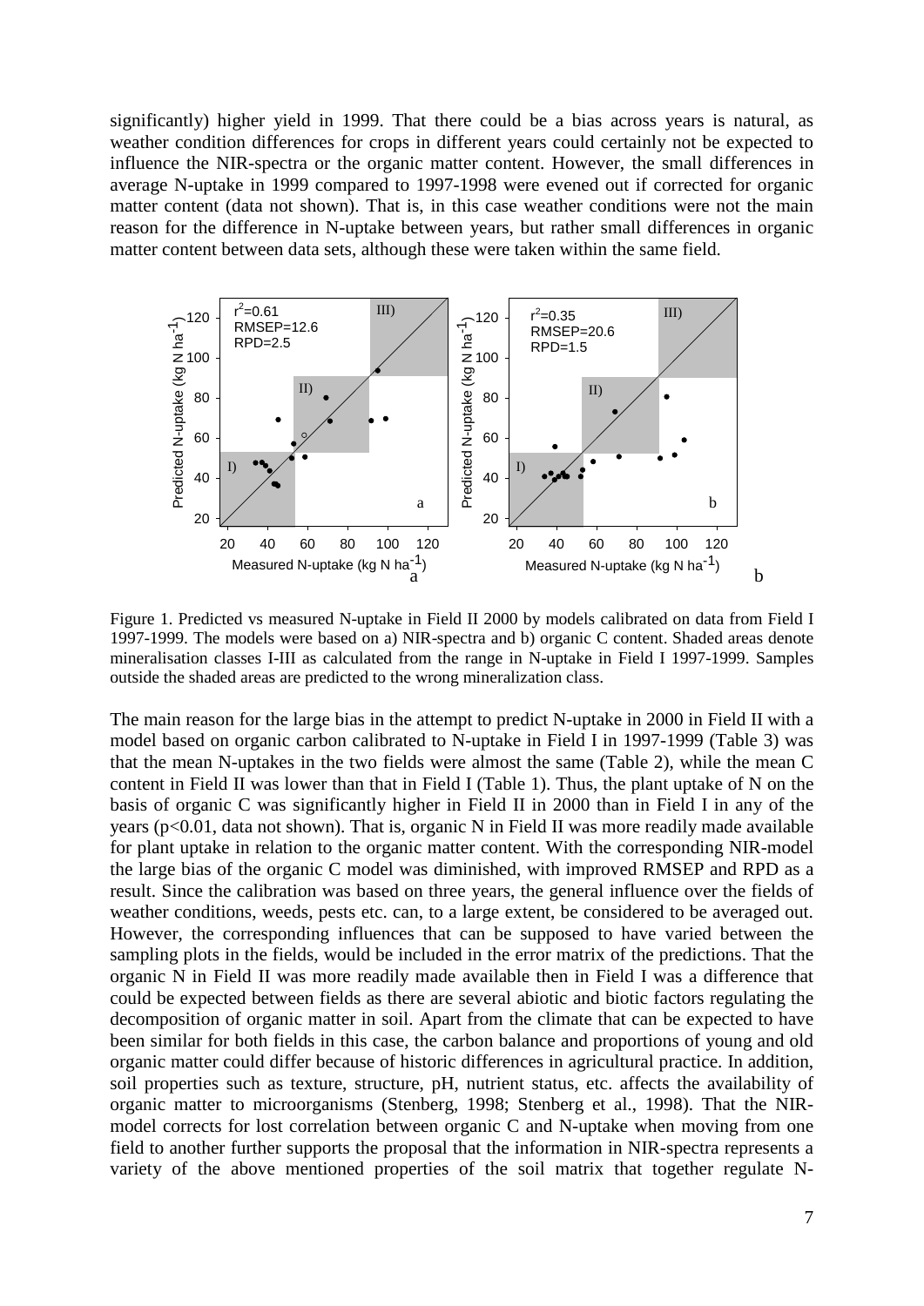significantly) higher yield in 1999. That there could be a bias across years is natural, as weather condition differences for crops in different years could certainly not be expected to influence the NIR-spectra or the organic matter content. However, the small differences in average N-uptake in 1999 compared to 1997-1998 were evened out if corrected for organic matter content (data not shown). That is, in this case weather conditions were not the main reason for the difference in N-uptake between years, but rather small differences in organic matter content between data sets, although these were taken within the same field.

Figure 1. Predicted vs measured N-uptake in Field II 2000 by models calibrated on data from Field I 1997-1999. The models were based on a) NIR-spectra and b) organic C content. Shaded areas denote mineralisation classes I-III as calculated from the range in N-uptake in Field I 1997-1999. Samples outside the shaded areas are predicted to the wrong mineralization class.

The main reason for the large bias in the attempt to predict N-uptake in 2000 in Field II with a model based on organic carbon calibrated to N-uptake in Field I in 1997-1999 (Table 3) was that the mean N-uptakes in the two fields were almost the same (Table 2), while the mean C content in Field II was lower than that in Field I (Table 1). Thus, the plant uptake of N on the basis of organic C was significantly higher in Field II in 2000 than in Field I in any of the years ($p<0.01$, data not shown). That is, organic N in Field II was more readily made available for plant uptake in relation to the organic matter content. With the corresponding NIR-model the large bias of the organic C model was diminished, with improved RMSEP and RPD as a result. Since the calibration was based on three years, the general influence over the fields of weather conditions, weeds, pests etc. can, to a large extent, be considered to be averaged out. However, the corresponding influences that can be supposed to have varied between the sampling plots in the fields, would be included in the error matrix of the predictions. That the organic N in Field II was more readily made available then in Field I was a difference that could be expected between fields as there are several abiotic and biotic factors regulating the decomposition of organic matter in soil. Apart from the climate that can be expected to have been similar for both fields in this case, the carbon balance and proportions of young and old organic matter could differ because of historic differences in agricultural practice. In addition, soil properties such as texture, structure, pH, nutrient status, etc. affects the availability of organic matter to microorganisms (Stenberg, 1998; Stenberg et al., 1998). That the NIR-model corrects for lost correlation between organic C and N-uptake when moving from one field to another further supports the proposal that the information in NIR-spectra represents a variety of the above mentioned properties of the soil matrix that together regulate N-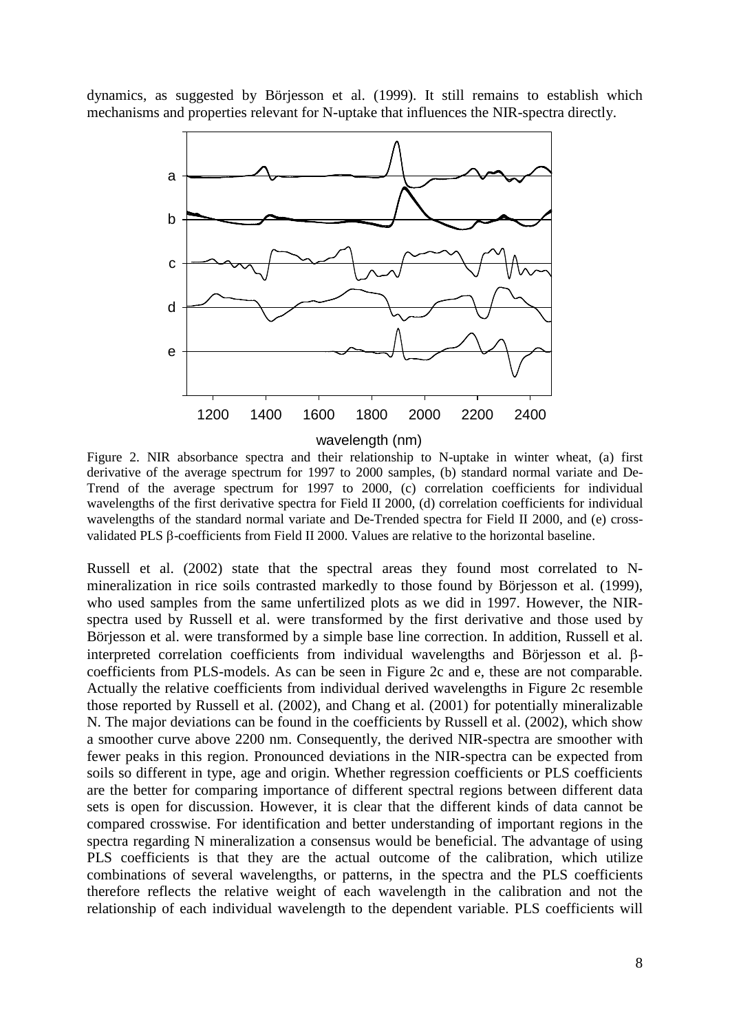dynamics, as suggested by Börjesson et al. (1999). It still remains to establish which mechanisms and properties relevant for N-uptake that influences the NIR-spectra directly.

Figure 2. NIR absorbance spectra and their relationship to N-uptake in winter wheat, (a) first derivative of the average spectrum for 1997 to 2000 samples, (b) standard normal variate and De-Trend of the average spectrum for 1997 to 2000, (c) correlation coefficients for individual wavelengths of the first derivative spectra for Field II 2000, (d) correlation coefficients for individual wavelengths of the standard normal variate and De-Trended spectra for Field II 2000, and (e) cross-validated PLS β-coefficients from Field II 2000. Values are relative to the horizontal baseline.

Russell et al. (2002) state that the spectral areas they found most correlated to N-mineralization in rice soils contrasted markedly to those found by Börjesson et al. (1999), who used samples from the same unfertilized plots as we did in 1997. However, the NIR-spectra used by Russell et al. were transformed by the first derivative and those used by Börjesson et al. were transformed by a simple base line correction. In addition, Russell et al. interpreted correlation coefficients from individual wavelengths and Börjesson et al. β-coefficients from PLS-models. As can be seen in Figure 2c and e, these are not comparable. Actually the relative coefficients from individual derived wavelengths in Figure 2c resemble those reported by Russell et al. (2002), and Chang et al. (2001) for potentially mineralizable N. The major deviations can be found in the coefficients by Russell et al. (2002), which show a smoother curve above 2200 nm. Consequently, the derived NIR-spectra are smoother with fewer peaks in this region. Pronounced deviations in the NIR-spectra can be expected from soils so different in type, age and origin. Whether regression coefficients or PLS coefficients are the better for comparing importance of different spectral regions between different data sets is open for discussion. However, it is clear that the different kinds of data cannot be compared crosswise. For identification and better understanding of important regions in the spectra regarding N mineralization a consensus would be beneficial. The advantage of using PLS coefficients is that they are the actual outcome of the calibration, which utilize combinations of several wavelengths, or patterns, in the spectra and the PLS coefficients therefore reflects the relative weight of each wavelength in the calibration and not the relationship of each individual wavelength to the dependent variable. PLS coefficients will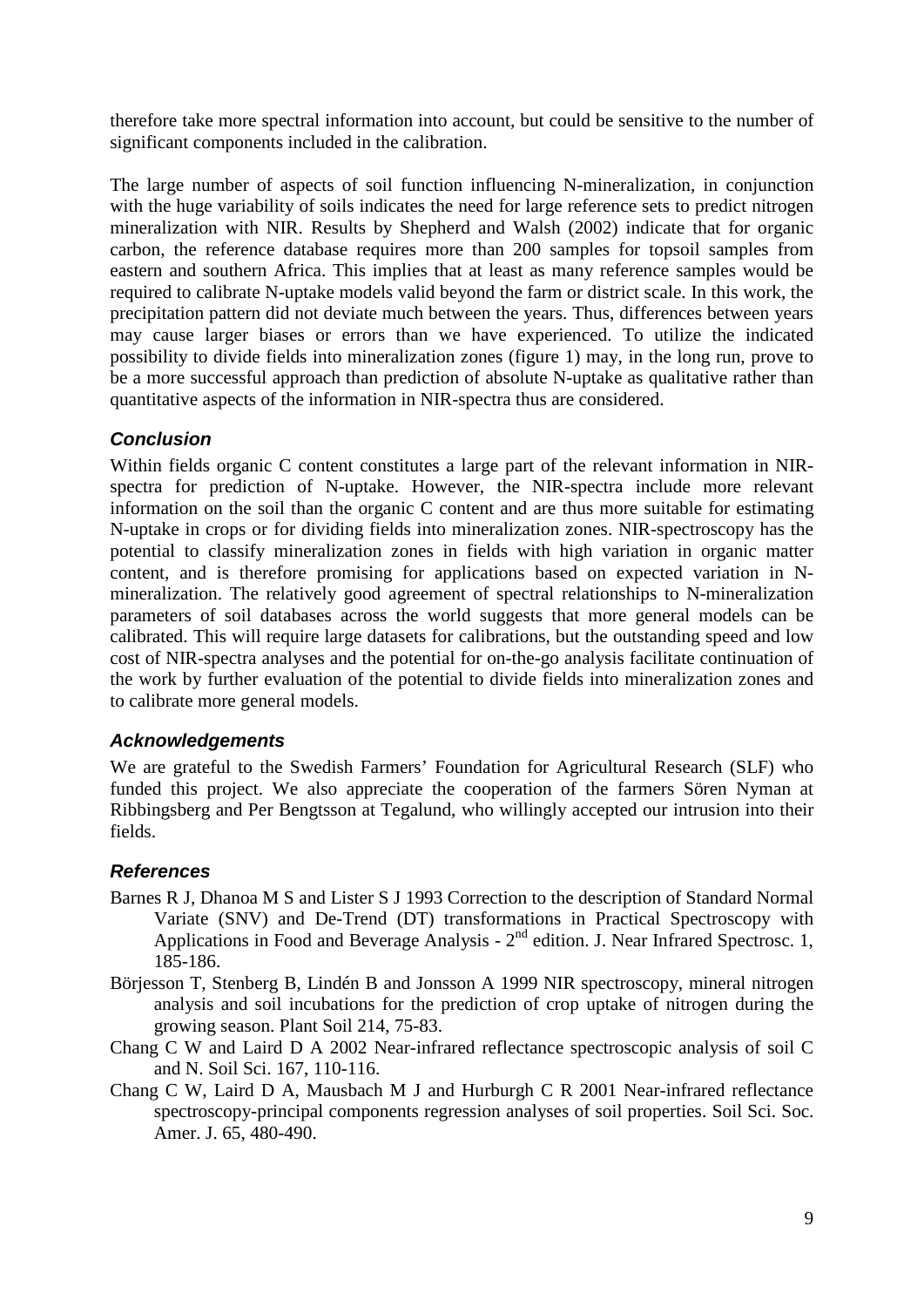therefore take more spectral information into account, but could be sensitive to the number of significant components included in the calibration.

The large number of aspects of soil function influencing N-mineralization, in conjunction with the huge variability of soils indicates the need for large reference sets to predict nitrogen mineralization with NIR. Results by Shepherd and Walsh (2002) indicate that for organic carbon, the reference database requires more than 200 samples for topsoil samples from eastern and southern Africa. This implies that at least as many reference samples would be required to calibrate N-uptake models valid beyond the farm or district scale. In this work, the precipitation pattern did not deviate much between the years. Thus, differences between years may cause larger biases or errors than we have experienced. To utilize the indicated possibility to divide fields into mineralization zones (figure 1) may, in the long run, prove to be a more successful approach than prediction of absolute N-uptake as qualitative rather than quantitative aspects of the information in NIR-spectra thus are considered.

### *Conclusion*

Within fields organic C content constitutes a large part of the relevant information in NIR-spectra for prediction of N-uptake. However, the NIR-spectra include more relevant information on the soil than the organic C content and are thus more suitable for estimating N-uptake in crops or for dividing fields into mineralization zones. NIR-spectroscopy has the potential to classify mineralization zones in fields with high variation in organic matter content, and is therefore promising for applications based on expected variation in N-mineralization. The relatively good agreement of spectral relationships to N-mineralization parameters of soil databases across the world suggests that more general models can be calibrated. This will require large datasets for calibrations, but the outstanding speed and low cost of NIR-spectra analyses and the potential for on-the-go analysis facilitate continuation of the work by further evaluation of the potential to divide fields into mineralization zones and to calibrate more general models.

### *Acknowledgements*

We are grateful to the Swedish Farmers' Foundation for Agricultural Research (SLF) who funded this project. We also appreciate the cooperation of the farmers Sören Nyman at Ribbingsberg and Per Bengtsson at Tegalund, who willingly accepted our intrusion into their fields.

### *References*

Barnes R J, Dhanoa M S and Lister S J 1993 Correction to the description of Standard Normal Variate (SNV) and De-Trend (DT) transformations in Practical Spectroscopy with Applications in Food and Beverage Analysis - 2nd edition. J. Near Infrared Spectrosc. 1, 185-186.

Börjesson T, Stenberg B, Lindén B and Jonsson A 1999 NIR spectroscopy, mineral nitrogen analysis and soil incubations for the prediction of crop uptake of nitrogen during the growing season. Plant Soil 214, 75-83.

Chang C W and Laird D A 2002 Near-infrared reflectance spectroscopic analysis of soil C and N. Soil Sci. 167, 110-116.

Chang C W, Laird D A, Mausbach M J and Hurburgh C R 2001 Near-infrared reflectance spectroscopy-principal components regression analyses of soil properties. Soil Sci. Soc. Amer. J. 65, 480-490.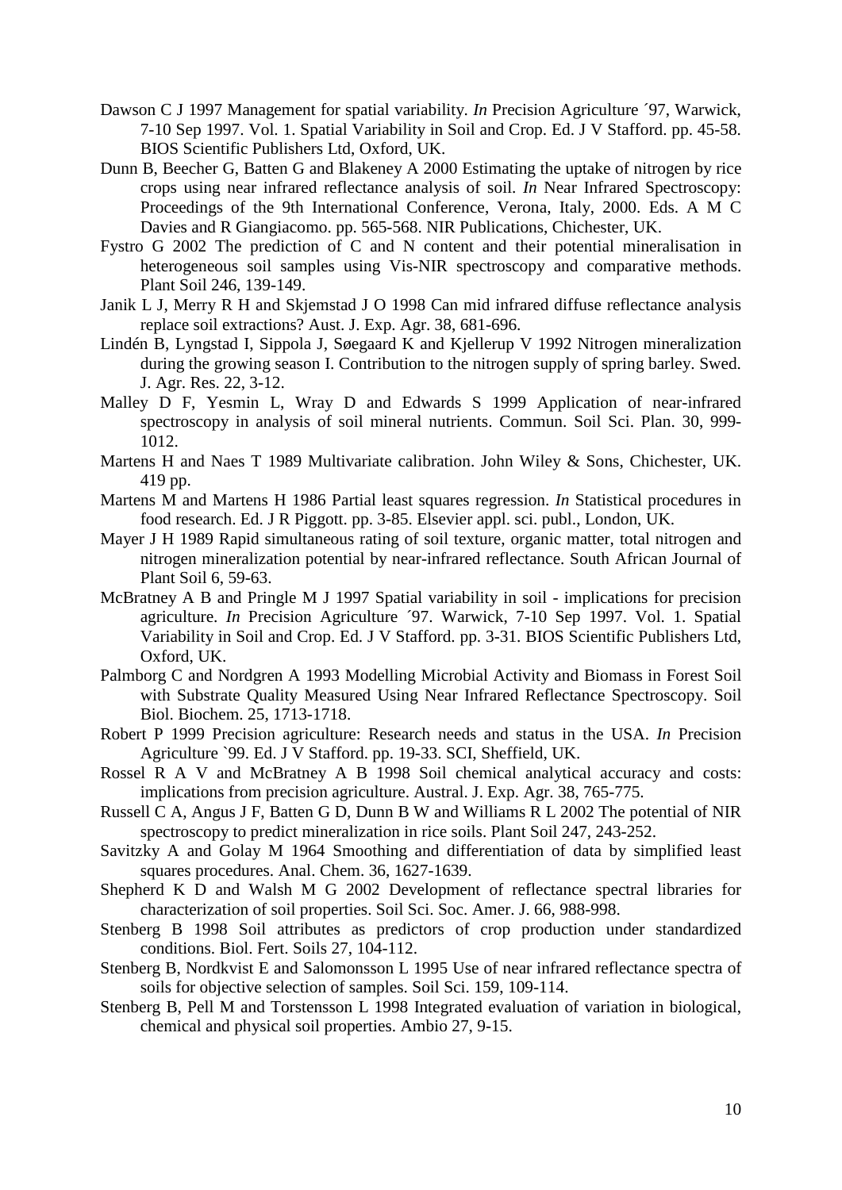Dawson C J 1997 Management for spatial variability. *In* Precision Agriculture ´97, Warwick, 7-10 Sep 1997. Vol. 1. Spatial Variability in Soil and Crop. Ed. J V Stafford. pp. 45-58. BIOS Scientific Publishers Ltd, Oxford, UK.

Dunn B, Beecher G, Batten G and Blakeney A 2000 Estimating the uptake of nitrogen by rice crops using near infrared reflectance analysis of soil. *In* Near Infrared Spectroscopy: Proceedings of the 9th International Conference, Verona, Italy, 2000. Eds. A M C Davies and R Giangiacomo. pp. 565-568. NIR Publications, Chichester, UK.

Fystro G 2002 The prediction of C and N content and their potential mineralisation in heterogeneous soil samples using Vis-NIR spectroscopy and comparative methods. Plant Soil 246, 139-149.

Janik L J, Merry R H and Skjemstad J O 1998 Can mid infrared diffuse reflectance analysis replace soil extractions? Aust. J. Exp. Agr. 38, 681-696.

Lindén B, Lyngstad I, Sippola J, Søegaard K and Kjellerup V 1992 Nitrogen mineralization during the growing season I. Contribution to the nitrogen supply of spring barley. Swed. J. Agr. Res. 22, 3-12.

Malley D F, Yesmin L, Wray D and Edwards S 1999 Application of near-infrared spectroscopy in analysis of soil mineral nutrients. Commun. Soil Sci. Plan. 30, 999-1012.

Martens H and Naes T 1989 Multivariate calibration. John Wiley & Sons, Chichester, UK. 419 pp.

Martens M and Martens H 1986 Partial least squares regression. *In* Statistical procedures in food research. Ed. J R Piggott. pp. 3-85. Elsevier appl. sci. publ., London, UK.

Mayer J H 1989 Rapid simultaneous rating of soil texture, organic matter, total nitrogen and nitrogen mineralization potential by near-infrared reflectance. South African Journal of Plant Soil 6, 59-63.

McBratney A B and Pringle M J 1997 Spatial variability in soil - implications for precision agriculture. *In* Precision Agriculture ´97. Warwick, 7-10 Sep 1997. Vol. 1. Spatial Variability in Soil and Crop. Ed. J V Stafford. pp. 3-31. BIOS Scientific Publishers Ltd, Oxford, UK.

Palmborg C and Nordgren A 1993 Modelling Microbial Activity and Biomass in Forest Soil with Substrate Quality Measured Using Near Infrared Reflectance Spectroscopy. Soil Biol. Biochem. 25, 1713-1718.

Robert P 1999 Precision agriculture: Research needs and status in the USA. *In* Precision Agriculture `99. Ed. J V Stafford. pp. 19-33. SCI, Sheffield, UK.

Rossel R A V and McBratney A B 1998 Soil chemical analytical accuracy and costs: implications from precision agriculture. Austral. J. Exp. Agr. 38, 765-775.

Russell C A, Angus J F, Batten G D, Dunn B W and Williams R L 2002 The potential of NIR spectroscopy to predict mineralization in rice soils. Plant Soil 247, 243-252.

Savitzky A and Golay M 1964 Smoothing and differentiation of data by simplified least squares procedures. Anal. Chem. 36, 1627-1639.

Shepherd K D and Walsh M G 2002 Development of reflectance spectral libraries for characterization of soil properties. Soil Sci. Soc. Amer. J. 66, 988-998.

Stenberg B 1998 Soil attributes as predictors of crop production under standardized conditions. Biol. Fert. Soils 27, 104-112.

Stenberg B, Nordkvist E and Salomonsson L 1995 Use of near infrared reflectance spectra of soils for objective selection of samples. Soil Sci. 159, 109-114.

Stenberg B, Pell M and Torstensson L 1998 Integrated evaluation of variation in biological, chemical and physical soil properties. Ambio 27, 9-15.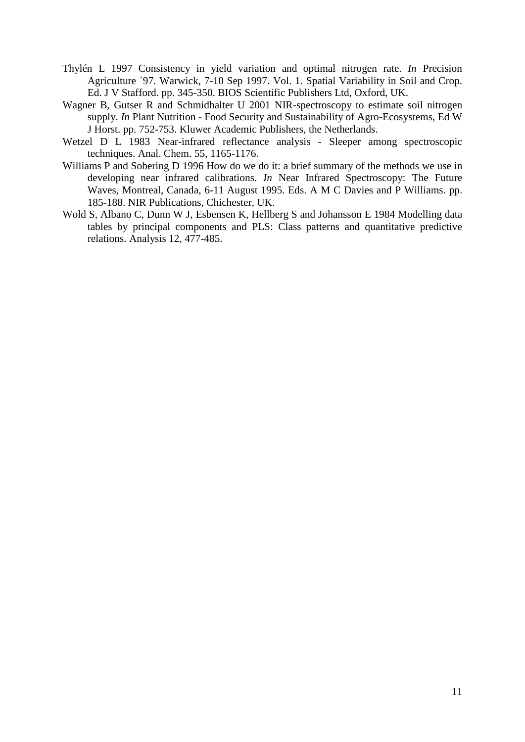Thylén L 1997 Consistency in yield variation and optimal nitrogen rate. *In* Precision Agriculture ´97. Warwick, 7-10 Sep 1997. Vol. 1. Spatial Variability in Soil and Crop. Ed. J V Stafford. pp. 345-350. BIOS Scientific Publishers Ltd, Oxford, UK.

Wagner B, Gutser R and Schmidhalter U 2001 NIR-spectroscopy to estimate soil nitrogen supply. *In* Plant Nutrition - Food Security and Sustainability of Agro-Ecosystems, Ed W J Horst. pp. 752-753. Kluwer Academic Publishers, the Netherlands.

Wetzel D L 1983 Near-infrared reflectance analysis - Sleeper among spectroscopic techniques. Anal. Chem. 55, 1165-1176.

Williams P and Sobering D 1996 How do we do it: a brief summary of the methods we use in developing near infrared calibrations. *In* Near Infrared Spectroscopy: The Future Waves, Montreal, Canada, 6-11 August 1995. Eds. A M C Davies and P Williams. pp. 185-188. NIR Publications, Chichester, UK.

Wold S, Albano C, Dunn W J, Esbensen K, Hellberg S and Johansson E 1984 Modelling data tables by principal components and PLS: Class patterns and quantitative predictive relations. Analysis 12, 477-485.